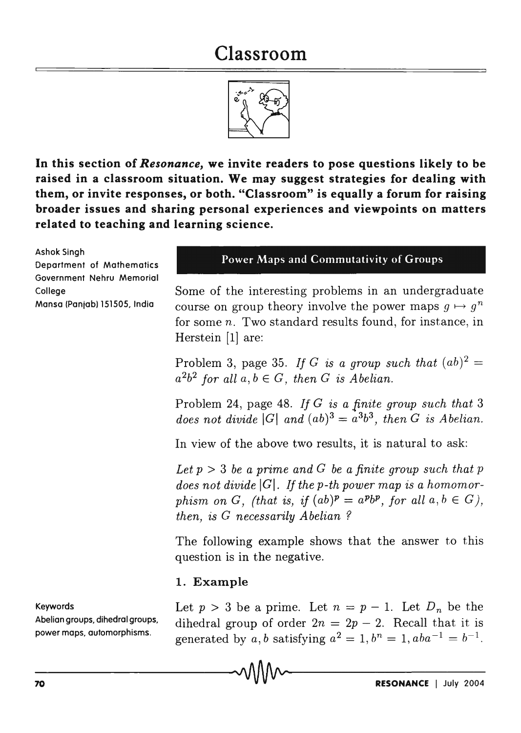# Classroom

**In this section of *Resonance*, we invite readers to pose questions likely to be raised in a classroom situation. We may suggest strategies for dealing with them, or invite responses, or both. "Classroom" is equally a forum for raising broader issues and sharing personal experiences and viewpoints on matters related to teaching and learning science.**

Ashok Singh
Department of Mathematics
Government Nehru Memorial College
Mansa (Panjab) 151505, India

## Power Maps and Commutativity of Groups

Some of the interesting problems in an undergraduate course on group theory involve the power maps $g \mapsto g^n$ for some $n$. Two standard results found, for instance, in Herstein [1] are:

Problem 3, page 35. *If $G$ is a group such that $(ab)^2 = a^2b^2$ for all $a, b \in G$, then $G$ is Abelian.*

Problem 24, page 48. *If $G$ is a finite group such that 3 does not divide $|G|$ and $(ab)^3 = a^3b^3$, then $G$ is Abelian.*

In view of the above two results, it is natural to ask:

*Let $p > 3$ be a prime and $G$ be a finite group such that $p$ does not divide $|G|$. If the $p$-th power map is a homomorphism on $G$, (that is, if $(ab)^p = a^pb^p$, for all $a, b \in G$), then, is $G$ necessarily Abelian ?*

The following example shows that the answer to this question is in the negative.

### 1. Example

Keywords
Abelian groups, dihedral groups, power maps, automorphisms.

Let $p > 3$ be a prime. Let $n = p - 1$. Let $D_n$ be the dihedral group of order $2n = 2p - 2$. Recall that it is generated by $a, b$ satisfying $a^2 = 1, b^n = 1, aba^{-1} = b^{-1}$.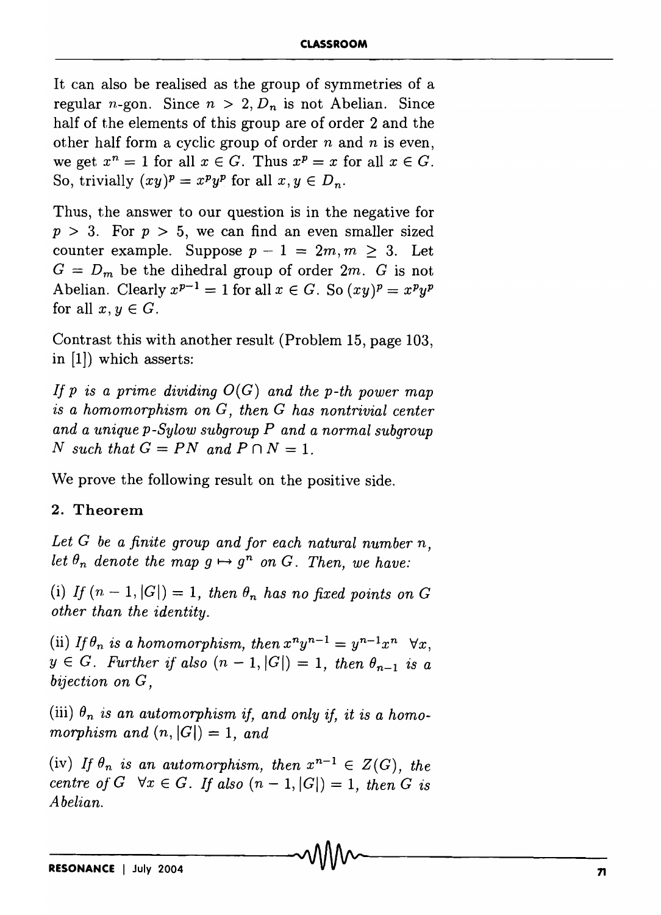It can also be realised as the group of symmetries of a regular $n$-gon. Since $n > 2, D_n$ is not Abelian. Since half of the elements of this group are of order 2 and the other half form a cyclic group of order $n$ and $n$ is even, we get $x^n = 1$ for all $x \in G$. Thus $x^p = x$ for all $x \in G$. So, trivially $(xy)^p = x^p y^p$ for all $x, y \in D_n$.

Thus, the answer to our question is in the negative for $p > 3$. For $p > 5$, we can find an even smaller sized counter example. Suppose $p - 1 = 2m, m \geq 3$. Let $G = D_m$ be the dihedral group of order $2m$. $G$ is not Abelian. Clearly $x^{p-1} = 1$ for all $x \in G$. So $(xy)^p = x^p y^p$ for all $x, y \in G$.

Contrast this with another result (Problem 15, page 103, in [1]) which asserts:

*If $p$ is a prime dividing $O(G)$ and the $p$-th power map is a homomorphism on $G$, then $G$ has nontrivial center and a unique $p$-Sylow subgroup $P$ and a normal subgroup $N$ such that $G = PN$ and $P \cap N = 1$.*

We prove the following result on the positive side.

## 2. Theorem

*Let $G$ be a finite group and for each natural number $n$, let $\theta_n$ denote the map $g \mapsto g^n$ on $G$. Then, we have:*

(i) *If $(n-1, |G|) = 1$, then $\theta_n$ has no fixed points on $G$ other than the identity.*

(ii) *If $\theta_n$ is a homomorphism, then $x^n y^{n-1} = y^{n-1} x^n \quad \forall x, y \in G$. Further if also $(n-1, |G|) = 1$, then $\theta_{n-1}$ is a bijection on $G$,*

(iii) *$\theta_n$ is an automorphism if, and only if, it is a homomorphism and $(n, |G|) = 1$, and*

(iv) *If $\theta_n$ is an automorphism, then $x^{n-1} \in Z(G)$, the centre of $G \quad \forall x \in G$. If also $(n-1, |G|) = 1$, then $G$ is Abelian.*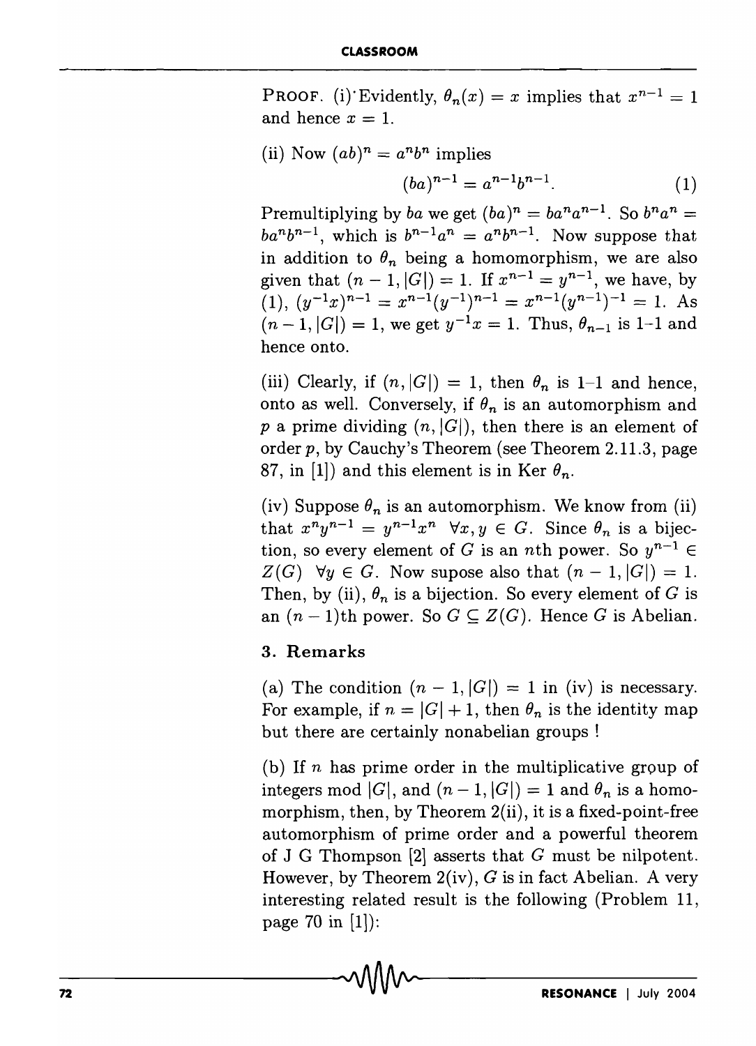PROOF. (i) Evidently, $\theta_n(x) = x$ implies that $x^{n-1} = 1$ and hence $x = 1$.

(ii) Now $(ab)^n = a^n b^n$ implies

$$(ba)^{n-1} = a^{n-1}b^{n-1}. \qquad (1)$$

Premultiplying by $ba$ we get $(ba)^n = ba^n a^{n-1}$. So $b^n a^n = ba^n b^{n-1}$, which is $b^{n-1}a^n = a^n b^{n-1}$. Now suppose that in addition to $\theta_n$ being a homomorphism, we are also given that $(n-1, |G|) = 1$. If $x^{n-1} = y^{n-1}$, we have, by (1), $(y^{-1}x)^{n-1} = x^{n-1}(y^{-1})^{n-1} = x^{n-1}(y^{n-1})^{-1} = 1$. As $(n-1, |G|) = 1$, we get $y^{-1}x = 1$. Thus, $\theta_{n-1}$ is 1–1 and hence onto.

(iii) Clearly, if $(n, |G|) = 1$, then $\theta_n$ is 1–1 and hence, onto as well. Conversely, if $\theta_n$ is an automorphism and $p$ a prime dividing $(n, |G|)$, then there is an element of order $p$, by Cauchy's Theorem (see Theorem 2.11.3, page 87, in [1]) and this element is in Ker $\theta_n$.

(iv) Suppose $\theta_n$ is an automorphism. We know from (ii) that $x^n y^{n-1} = y^{n-1}x^n \ \forall x, y \in G$. Since $\theta_n$ is a bijection, so every element of $G$ is an $n$th power. So $y^{n-1} \in Z(G) \ \forall y \in G$. Now supose also that $(n-1, |G|) = 1$. Then, by (ii), $\theta_n$ is a bijection. So every element of $G$ is an $(n-1)$th power. So $G \subseteq Z(G)$. Hence $G$ is Abelian.

## 3. Remarks

(a) The condition $(n-1, |G|) = 1$ in (iv) is necessary. For example, if $n = |G| + 1$, then $\theta_n$ is the identity map but there are certainly nonabelian groups !

(b) If $n$ has prime order in the multiplicative group of integers mod $|G|$, and $(n-1, |G|) = 1$ and $\theta_n$ is a homomorphism, then, by Theorem 2(ii), it is a fixed-point-free automorphism of prime order and a powerful theorem of J G Thompson [2] asserts that $G$ must be nilpotent. However, by Theorem 2(iv), $G$ is in fact Abelian. A very interesting related result is the following (Problem 11, page 70 in [1]):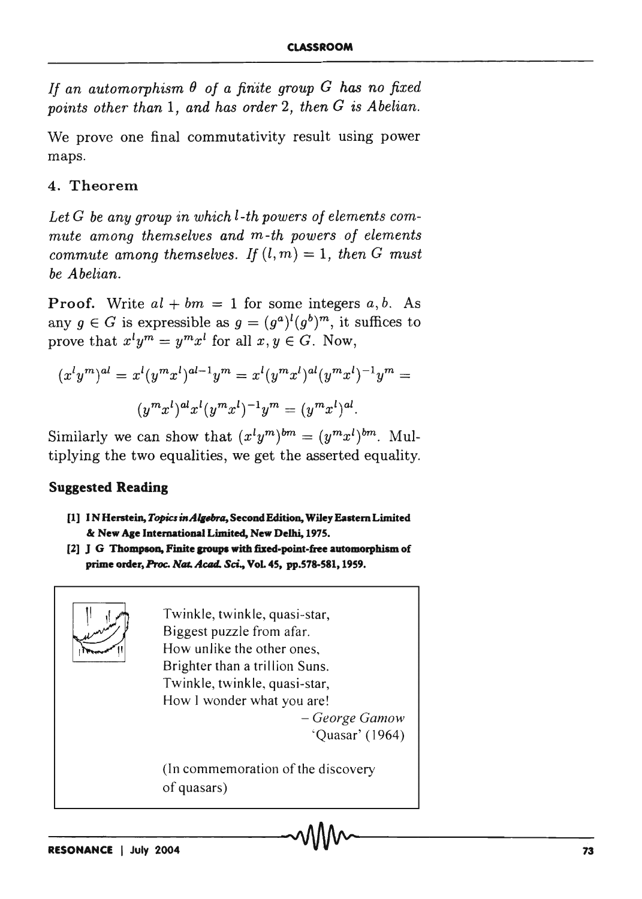*If an automorphism $\theta$ of a finite group $G$ has no fixed points other than 1, and has order 2, then $G$ is Abelian.*

We prove one final commutativity result using power maps.

### 4. Theorem

*Let $G$ be any group in which $l$-th powers of elements commute among themselves and $m$-th powers of elements commute among themselves. If $(l, m) = 1$, then $G$ must be Abelian.*

**Proof.** Write $al + bm = 1$ for some integers $a, b$. As any $g \in G$ is expressible as $g = (g^a)^l (g^b)^m$, it suffices to prove that $x^l y^m = y^m x^l$ for all $x, y \in G$. Now,

$$(x^l y^m)^{al} = x^l (y^m x^l)^{al-1} y^m = x^l (y^m x^l)^{al} (y^m x^l)^{-1} y^m =$$

$$(y^m x^l)^{al} x^l (y^m x^l)^{-1} y^m = (y^m x^l)^{al}.$$

Similarly we can show that $(x^l y^m)^{bm} = (y^m x^l)^{bm}$. Multiplying the two equalities, we get the asserted equality.

### Suggested Reading

[1] I N Herstein, *Topics in Algebra*, Second Edition, Wiley Eastern Limited & New Age International Limited, New Delhi, 1975.

[2] J G Thompson, Finite groups with fixed-point-free automorphism of prime order, *Proc. Nat. Acad. Sci.*, Vol. 45, pp.578-581, 1959.

---

Twinkle, twinkle, quasi-star,
Biggest puzzle from afar.
How unlike the other ones,
Brighter than a trillion Suns.
Twinkle, twinkle, quasi-star,
How I wonder what you are!

– *George Gamow*
'Quasar' (1964)

(In commemoration of the discovery of quasars)